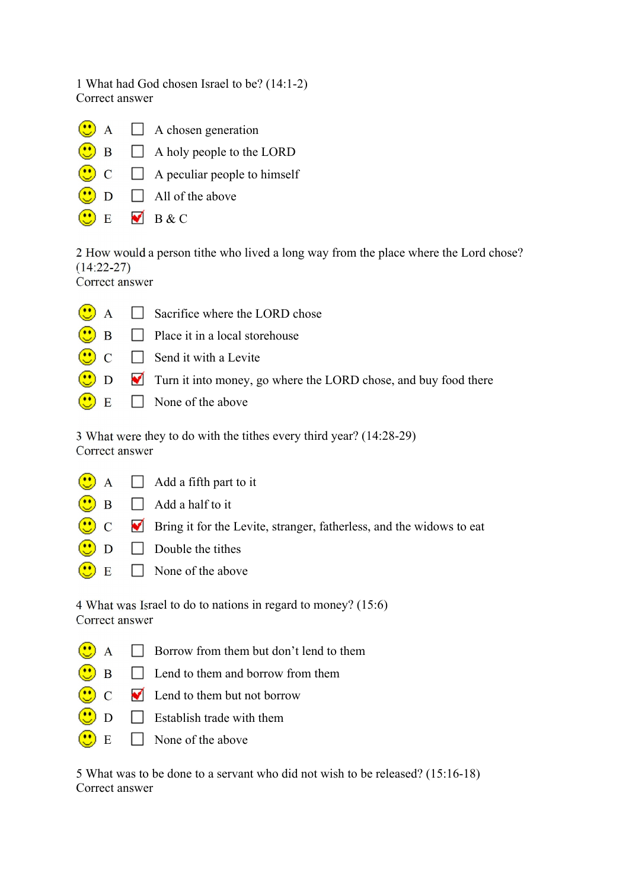1 What had God chosen Israel to be? (14:1-2)
Correct answer

- A ☐ A chosen generation
- B ☐ A holy people to the LORD
- C ☐ A peculiar people to himself
- D ☐ All of the above
- E ☑ B & C

2 How would a person tithe who lived a long way from the place where the Lord chose? (14:22-27)
Correct answer

- A ☐ Sacrifice where the LORD chose
- B ☐ Place it in a local storehouse
- C ☐ Send it with a Levite
- D ☑ Turn it into money, go where the LORD chose, and buy food there
- E ☐ None of the above

3 What were they to do with the tithes every third year? (14:28-29)
Correct answer

- A ☐ Add a fifth part to it
- B ☐ Add a half to it
- C ☑ Bring it for the Levite, stranger, fatherless, and the widows to eat
- D ☐ Double the tithes
- E ☐ None of the above

4 What was Israel to do to nations in regard to money? (15:6)
Correct answer

- A ☐ Borrow from them but don't lend to them
- B ☐ Lend to them and borrow from them
- C ☑ Lend to them but not borrow
- D ☐ Establish trade with them
- E ☐ None of the above

5 What was to be done to a servant who did not wish to be released? (15:16-18)
Correct answer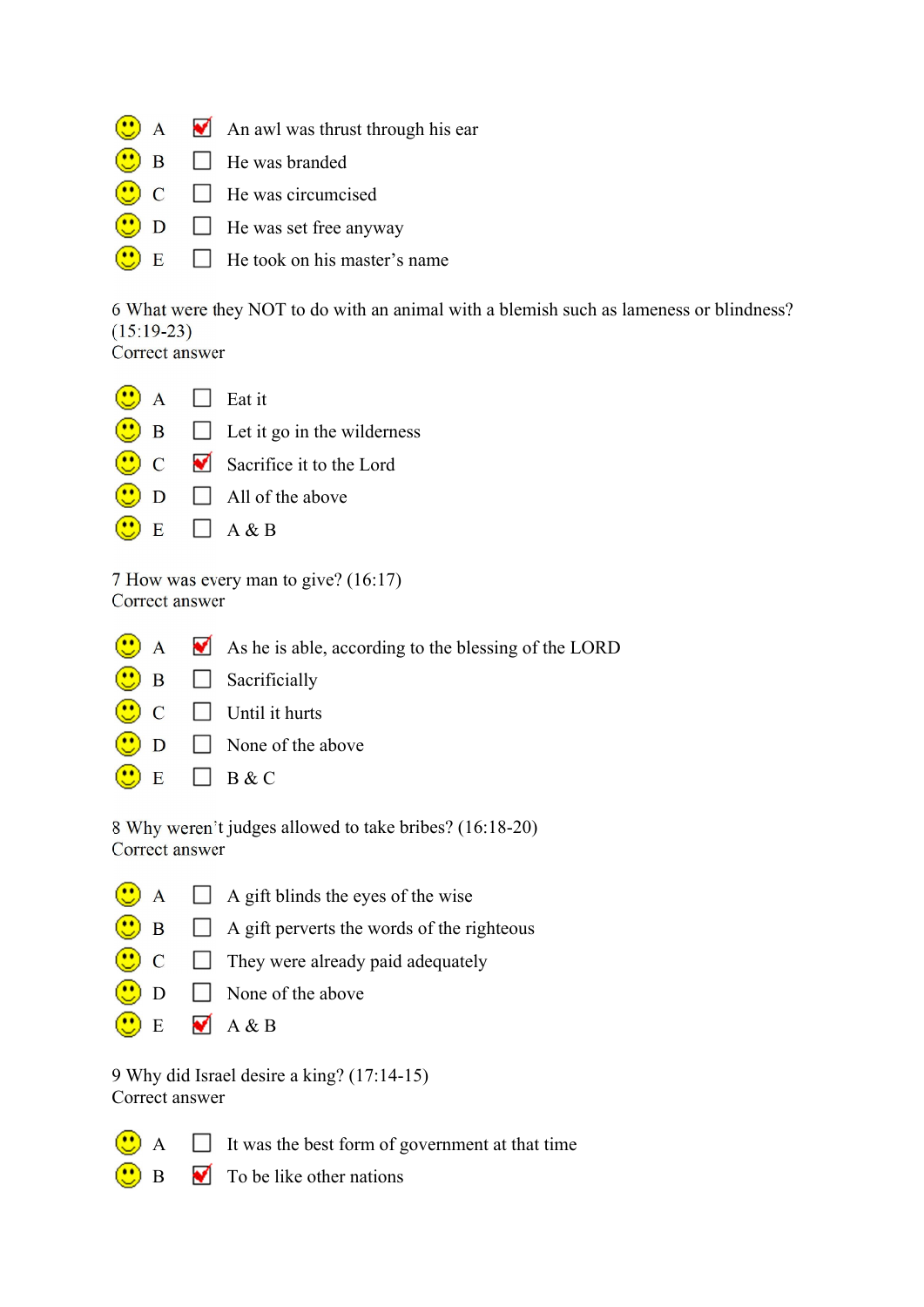- A [x] An awl was thrust through his ear
- B [ ] He was branded
- C [ ] He was circumcised
- D [ ] He was set free anyway
- E [ ] He took on his master's name

6 What were they NOT to do with an animal with a blemish such as lameness or blindness? (15:19-23)
Correct answer

- A [ ] Eat it
- B [ ] Let it go in the wilderness
- C [x] Sacrifice it to the Lord
- D [ ] All of the above
- E [ ] A & B

7 How was every man to give? (16:17)
Correct answer

- A [x] As he is able, according to the blessing of the LORD
- B [ ] Sacrificially
- C [ ] Until it hurts
- D [ ] None of the above
- E [ ] B & C

8 Why weren't judges allowed to take bribes? (16:18-20)
Correct answer

- A [ ] A gift blinds the eyes of the wise
- B [ ] A gift perverts the words of the righteous
- C [ ] They were already paid adequately
- D [ ] None of the above
- E [x] A & B

9 Why did Israel desire a king? (17:14-15)
Correct answer

- A [ ] It was the best form of government at that time
- B [x] To be like other nations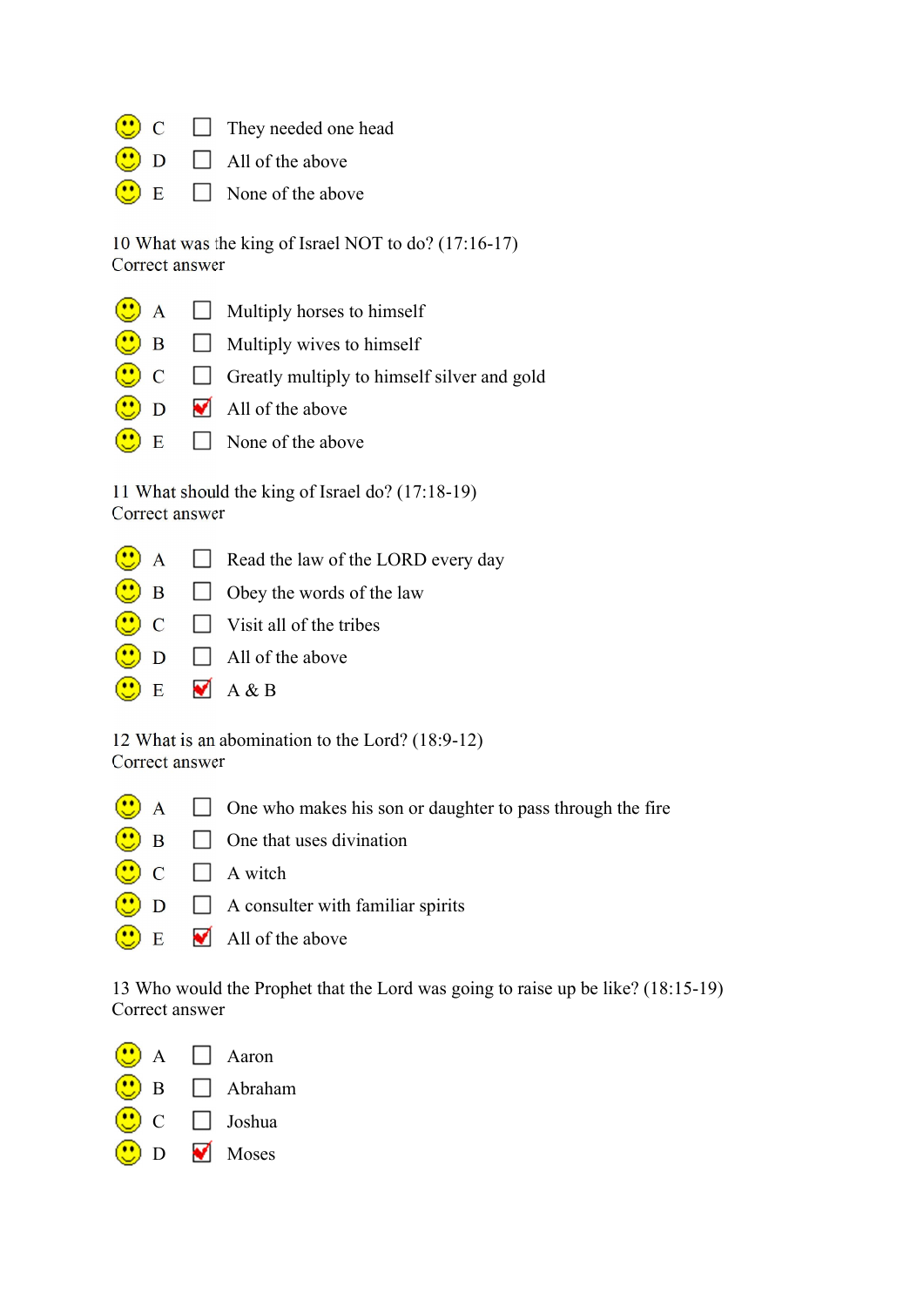- C ☐ They needed one head
- D ☐ All of the above
- E ☐ None of the above

10 What was the king of Israel NOT to do? (17:16-17)
Correct answer

- A ☐ Multiply horses to himself
- B ☐ Multiply wives to himself
- C ☐ Greatly multiply to himself silver and gold
- D ☑ All of the above
- E ☐ None of the above

11 What should the king of Israel do? (17:18-19)
Correct answer

- A ☐ Read the law of the LORD every day
- B ☐ Obey the words of the law
- C ☐ Visit all of the tribes
- D ☐ All of the above
- E ☑ A & B

12 What is an abomination to the Lord? (18:9-12)
Correct answer

- A ☐ One who makes his son or daughter to pass through the fire
- B ☐ One that uses divination
- C ☐ A witch
- D ☐ A consulter with familiar spirits
- E ☑ All of the above

13 Who would the Prophet that the Lord was going to raise up be like? (18:15-19)
Correct answer

- A ☐ Aaron
- B ☐ Abraham
- C ☐ Joshua
- D ☑ Moses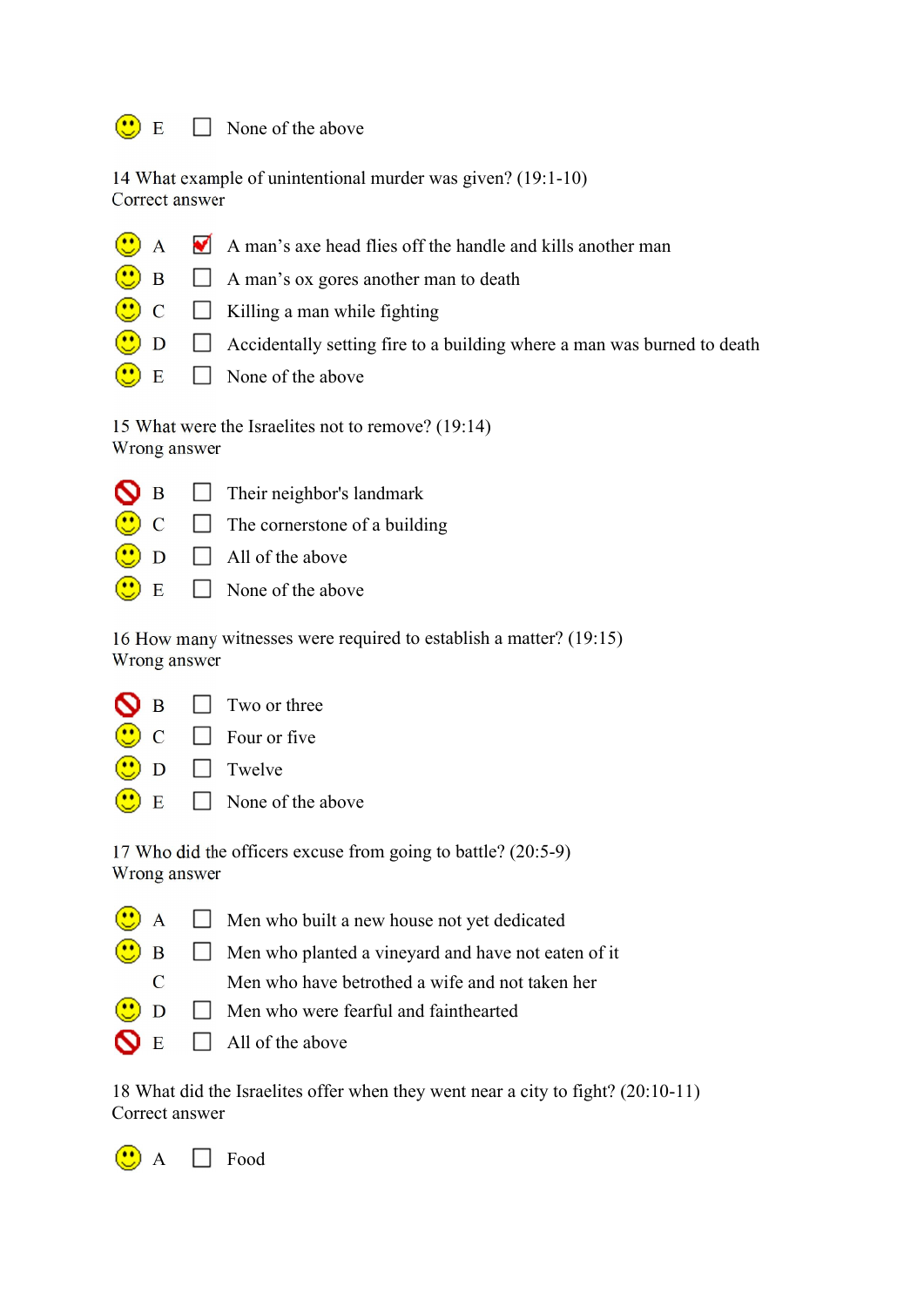- E ☐ None of the above

14 What example of unintentional murder was given? (19:1-10)
Correct answer

- A ☑ A man’s axe head flies off the handle and kills another man
- B ☐ A man’s ox gores another man to death
- C ☐ Killing a man while fighting
- D ☐ Accidentally setting fire to a building where a man was burned to death
- E ☐ None of the above

15 What were the Israelites not to remove? (19:14)
Wrong answer

- B ☐ Their neighbor's landmark
- C ☐ The cornerstone of a building
- D ☐ All of the above
- E ☐ None of the above

16 How many witnesses were required to establish a matter? (19:15)
Wrong answer

- B ☐ Two or three
- C ☐ Four or five
- D ☐ Twelve
- E ☐ None of the above

17 Who did the officers excuse from going to battle? (20:5-9)
Wrong answer

- A ☐ Men who built a new house not yet dedicated
- B ☐ Men who planted a vineyard and have not eaten of it
- C Men who have betrothed a wife and not taken her
- D ☐ Men who were fearful and fainthearted
- E ☐ All of the above

18 What did the Israelites offer when they went near a city to fight? (20:10-11)
Correct answer

- A ☐ Food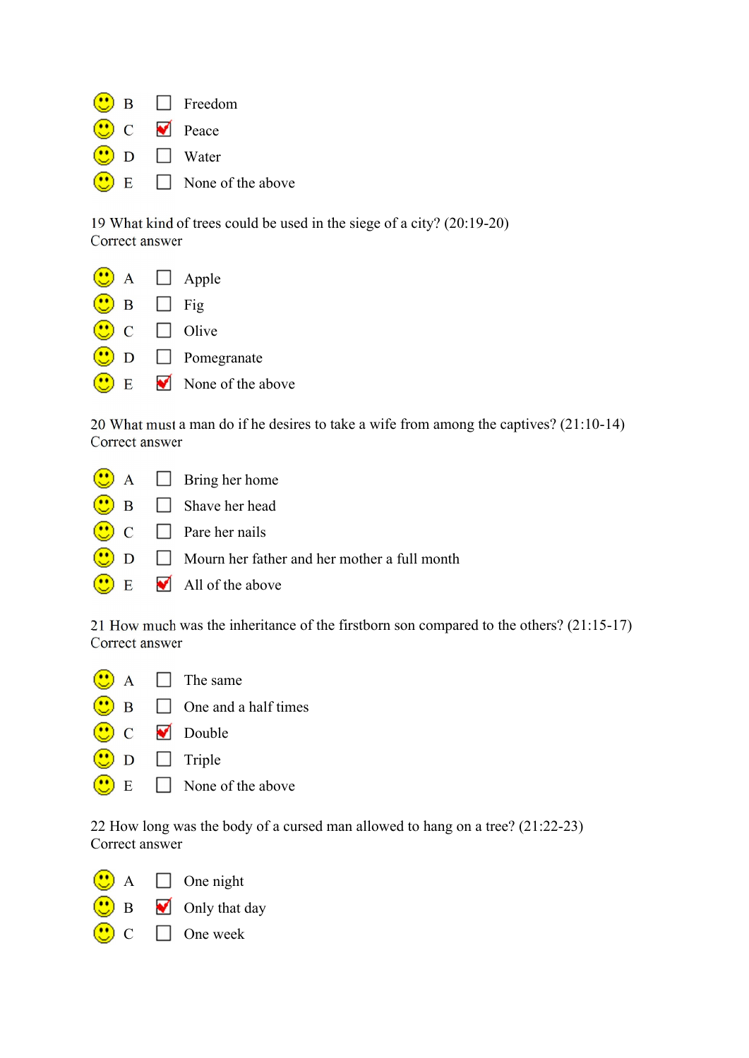- B ☐ Freedom
- C ☑ Peace
- D ☐ Water
- E ☐ None of the above

19 What kind of trees could be used in the siege of a city? (20:19-20)
Correct answer

- A ☐ Apple
- B ☐ Fig
- C ☐ Olive
- D ☐ Pomegranate
- E ☑ None of the above

20 What must a man do if he desires to take a wife from among the captives? (21:10-14)
Correct answer

- A ☐ Bring her home
- B ☐ Shave her head
- C ☐ Pare her nails
- D ☐ Mourn her father and her mother a full month
- E ☑ All of the above

21 How much was the inheritance of the firstborn son compared to the others? (21:15-17)
Correct answer

- A ☐ The same
- B ☐ One and a half times
- C ☑ Double
- D ☐ Triple
- E ☐ None of the above

22 How long was the body of a cursed man allowed to hang on a tree? (21:22-23)
Correct answer

- A ☐ One night
- B ☑ Only that day
- C ☐ One week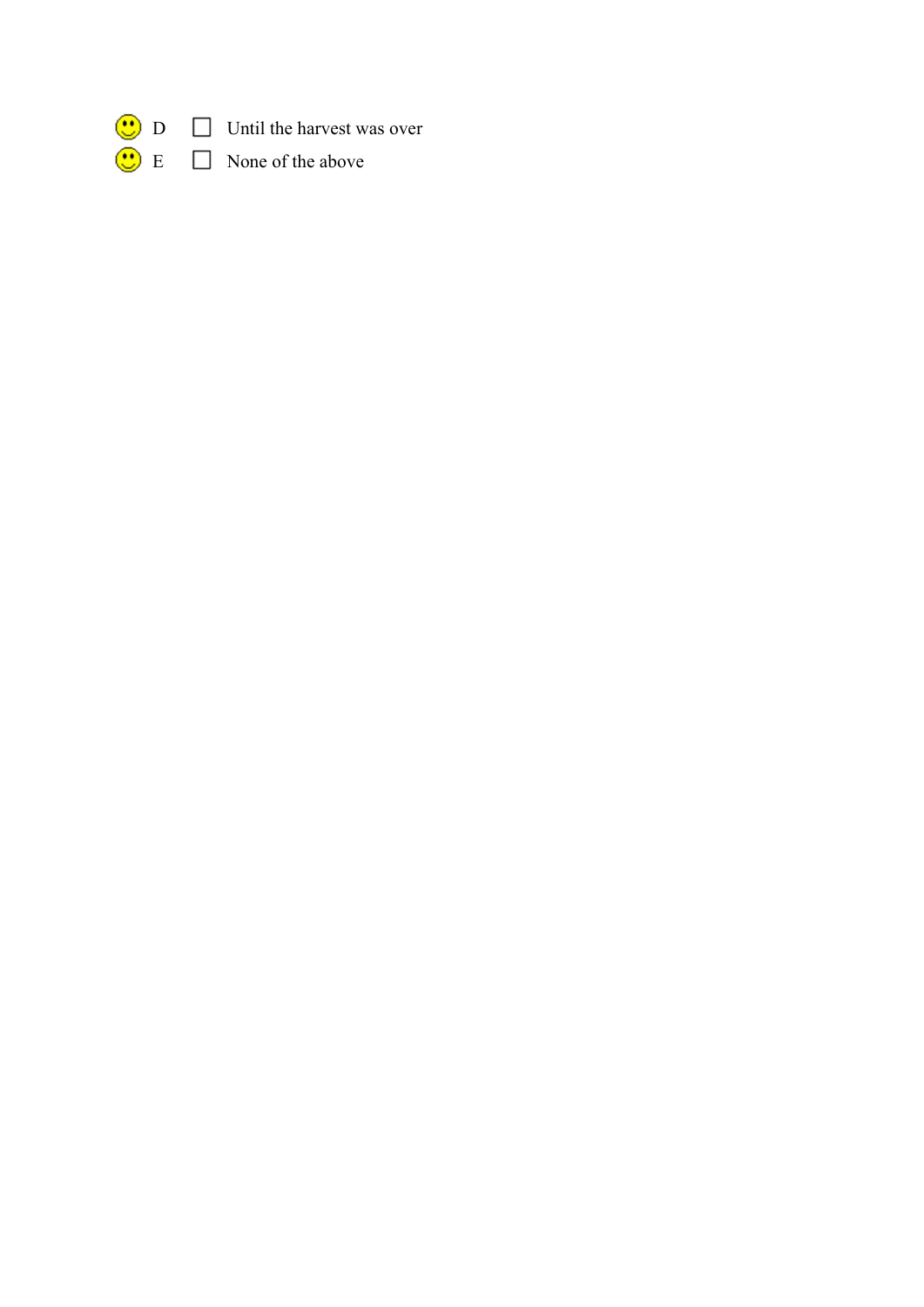- D ☐ Until the harvest was over
- E ☐ None of the above